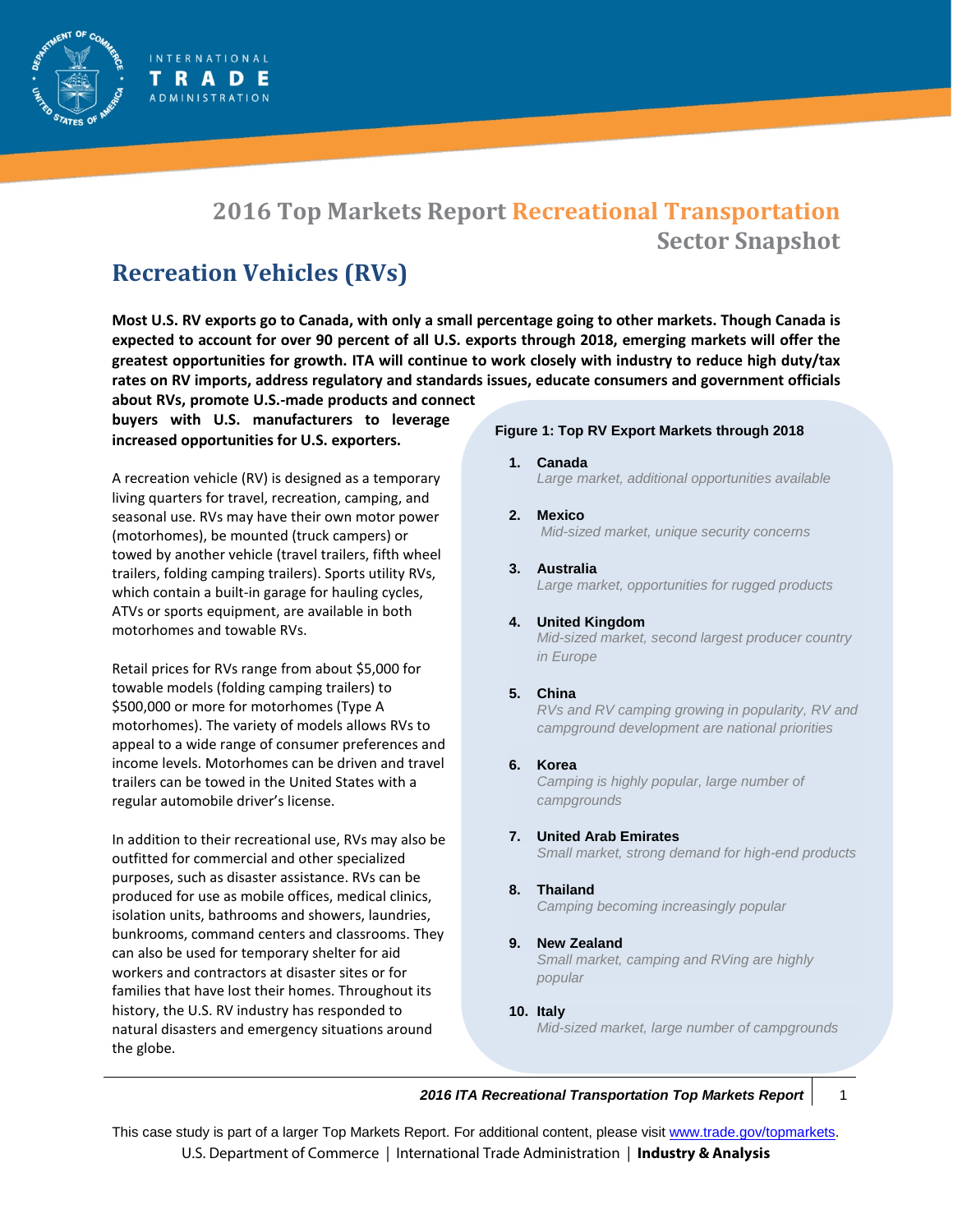# 2016 Top Markets Report Recreational Transportation Sector Snapshot

## Recreation Vehicles (RVs)

**Most U.S. RV exports go to Canada, with only a small percentage going to other markets. Though Canada is expected to account for over 90 percent of all U.S. exports through 2018, emerging markets will offer the greatest opportunities for growth. ITA will continue to work closely with industry to reduce high duty/tax rates on RV imports, address regulatory and standards issues, educate consumers and government officials about RVs, promote U.S.-made products and connect buyers with U.S. manufacturers to leverage increased opportunities for U.S. exporters.**

A recreation vehicle (RV) is designed as a temporary living quarters for travel, recreation, camping, and seasonal use. RVs may have their own motor power (motorhomes), be mounted (truck campers) or towed by another vehicle (travel trailers, fifth wheel trailers, folding camping trailers). Sports utility RVs, which contain a built-in garage for hauling cycles, ATVs or sports equipment, are available in both motorhomes and towable RVs.

Retail prices for RVs range from about $5,000 for towable models (folding camping trailers) to $500,000 or more for motorhomes (Type A motorhomes). The variety of models allows RVs to appeal to a wide range of consumer preferences and income levels. Motorhomes can be driven and travel trailers can be towed in the United States with a regular automobile driver's license.

In addition to their recreational use, RVs may also be outfitted for commercial and other specialized purposes, such as disaster assistance. RVs can be produced for use as mobile offices, medical clinics, isolation units, bathrooms and showers, laundries, bunkrooms, command centers and classrooms. They can also be used for temporary shelter for aid workers and contractors at disaster sites or for families that have lost their homes. Throughout its history, the U.S. RV industry has responded to natural disasters and emergency situations around the globe.

**Figure 1: Top RV Export Markets through 2018**

1. **Canada**
   *Large market, additional opportunities available*
2. **Mexico**
   *Mid-sized market, unique security concerns*
3. **Australia**
   *Large market, opportunities for rugged products*
4. **United Kingdom**
   *Mid-sized market, second largest producer country in Europe*
5. **China**
   *RVs and RV camping growing in popularity, RV and campground development are national priorities*
6. **Korea**
   *Camping is highly popular, large number of campgrounds*
7. **United Arab Emirates**
   *Small market, strong demand for high-end products*
8. **Thailand**
   *Camping becoming increasingly popular*
9. **New Zealand**
   *Small market, camping and RVing are highly popular*
10. **Italy**
    *Mid-sized market, large number of campgrounds*

This case study is part of a larger Top Markets Report. For additional content, please visit www.trade.gov/topmarkets.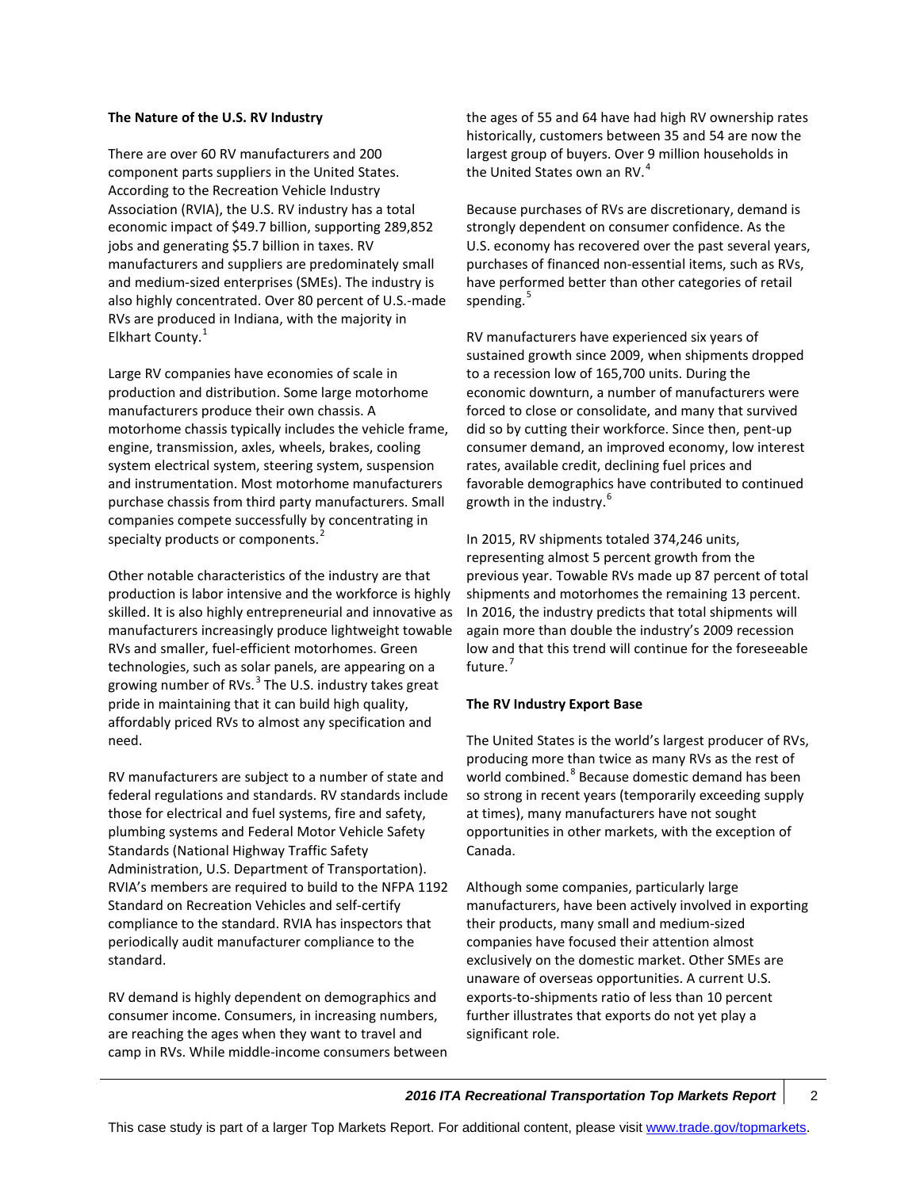**The Nature of the U.S. RV Industry**

There are over 60 RV manufacturers and 200 component parts suppliers in the United States. According to the Recreation Vehicle Industry Association (RVIA), the U.S. RV industry has a total economic impact of $49.7 billion, supporting 289,852 jobs and generating $5.7 billion in taxes. RV manufacturers and suppliers are predominately small and medium-sized enterprises (SMEs). The industry is also highly concentrated. Over 80 percent of U.S.-made RVs are produced in Indiana, with the majority in Elkhart County.[1]

Large RV companies have economies of scale in production and distribution. Some large motorhome manufacturers produce their own chassis. A motorhome chassis typically includes the vehicle frame, engine, transmission, axles, wheels, brakes, cooling system electrical system, steering system, suspension and instrumentation. Most motorhome manufacturers purchase chassis from third party manufacturers. Small companies compete successfully by concentrating in specialty products or components.[2]

Other notable characteristics of the industry are that production is labor intensive and the workforce is highly skilled. It is also highly entrepreneurial and innovative as manufacturers increasingly produce lightweight towable RVs and smaller, fuel-efficient motorhomes. Green technologies, such as solar panels, are appearing on a growing number of RVs.[3] The U.S. industry takes great pride in maintaining that it can build high quality, affordably priced RVs to almost any specification and need.

RV manufacturers are subject to a number of state and federal regulations and standards. RV standards include those for electrical and fuel systems, fire and safety, plumbing systems and Federal Motor Vehicle Safety Standards (National Highway Traffic Safety Administration, U.S. Department of Transportation). RVIA's members are required to build to the NFPA 1192 Standard on Recreation Vehicles and self-certify compliance to the standard. RVIA has inspectors that periodically audit manufacturer compliance to the standard.

RV demand is highly dependent on demographics and consumer income. Consumers, in increasing numbers, are reaching the ages when they want to travel and camp in RVs. While middle-income consumers between the ages of 55 and 64 have had high RV ownership rates historically, customers between 35 and 54 are now the largest group of buyers. Over 9 million households in the United States own an RV.[4]

Because purchases of RVs are discretionary, demand is strongly dependent on consumer confidence. As the U.S. economy has recovered over the past several years, purchases of financed non-essential items, such as RVs, have performed better than other categories of retail spending.[5]

RV manufacturers have experienced six years of sustained growth since 2009, when shipments dropped to a recession low of 165,700 units. During the economic downturn, a number of manufacturers were forced to close or consolidate, and many that survived did so by cutting their workforce. Since then, pent-up consumer demand, an improved economy, low interest rates, available credit, declining fuel prices and favorable demographics have contributed to continued growth in the industry.[6]

In 2015, RV shipments totaled 374,246 units, representing almost 5 percent growth from the previous year. Towable RVs made up 87 percent of total shipments and motorhomes the remaining 13 percent. In 2016, the industry predicts that total shipments will again more than double the industry's 2009 recession low and that this trend will continue for the foreseeable future.[7]

**The RV Industry Export Base**

The United States is the world's largest producer of RVs, producing more than twice as many RVs as the rest of world combined.[8] Because domestic demand has been so strong in recent years (temporarily exceeding supply at times), many manufacturers have not sought opportunities in other markets, with the exception of Canada.

Although some companies, particularly large manufacturers, have been actively involved in exporting their products, many small and medium-sized companies have focused their attention almost exclusively on the domestic market. Other SMEs are unaware of overseas opportunities. A current U.S. exports-to-shipments ratio of less than 10 percent further illustrates that exports do not yet play a significant role.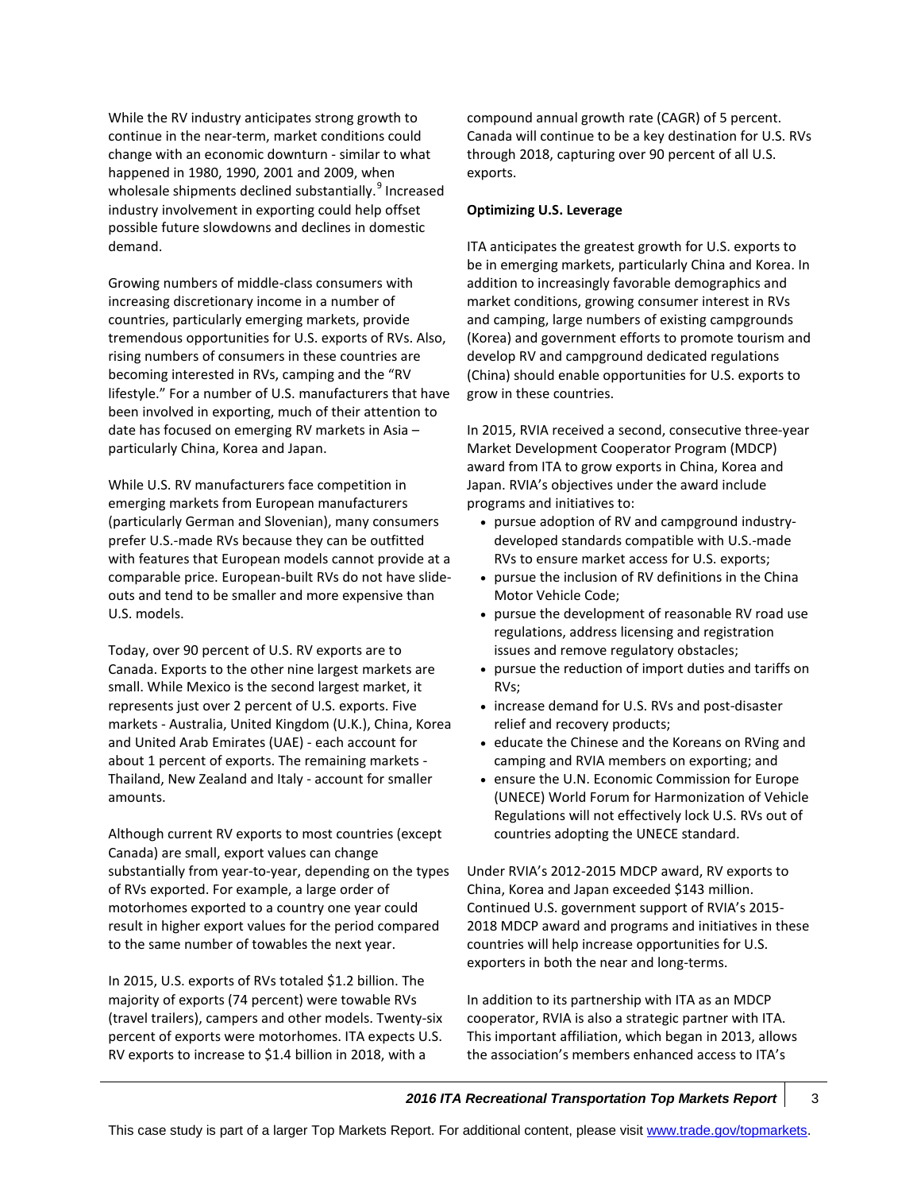While the RV industry anticipates strong growth to continue in the near-term, market conditions could change with an economic downturn - similar to what happened in 1980, 1990, 2001 and 2009, when wholesale shipments declined substantially.[9] Increased industry involvement in exporting could help offset possible future slowdowns and declines in domestic demand.

Growing numbers of middle-class consumers with increasing discretionary income in a number of countries, particularly emerging markets, provide tremendous opportunities for U.S. exports of RVs. Also, rising numbers of consumers in these countries are becoming interested in RVs, camping and the "RV lifestyle." For a number of U.S. manufacturers that have been involved in exporting, much of their attention to date has focused on emerging RV markets in Asia – particularly China, Korea and Japan.

While U.S. RV manufacturers face competition in emerging markets from European manufacturers (particularly German and Slovenian), many consumers prefer U.S.-made RVs because they can be outfitted with features that European models cannot provide at a comparable price. European-built RVs do not have slide-outs and tend to be smaller and more expensive than U.S. models.

Today, over 90 percent of U.S. RV exports are to Canada. Exports to the other nine largest markets are small. While Mexico is the second largest market, it represents just over 2 percent of U.S. exports. Five markets - Australia, United Kingdom (U.K.), China, Korea and United Arab Emirates (UAE) - each account for about 1 percent of exports. The remaining markets - Thailand, New Zealand and Italy - account for smaller amounts.

Although current RV exports to most countries (except Canada) are small, export values can change substantially from year-to-year, depending on the types of RVs exported. For example, a large order of motorhomes exported to a country one year could result in higher export values for the period compared to the same number of towables the next year.

In 2015, U.S. exports of RVs totaled $1.2 billion. The majority of exports (74 percent) were towable RVs (travel trailers), campers and other models. Twenty-six percent of exports were motorhomes. ITA expects U.S. RV exports to increase to $1.4 billion in 2018, with a compound annual growth rate (CAGR) of 5 percent. Canada will continue to be a key destination for U.S. RVs through 2018, capturing over 90 percent of all U.S. exports.

**Optimizing U.S. Leverage**

ITA anticipates the greatest growth for U.S. exports to be in emerging markets, particularly China and Korea. In addition to increasingly favorable demographics and market conditions, growing consumer interest in RVs and camping, large numbers of existing campgrounds (Korea) and government efforts to promote tourism and develop RV and campground dedicated regulations (China) should enable opportunities for U.S. exports to grow in these countries.

In 2015, RVIA received a second, consecutive three-year Market Development Cooperator Program (MDCP) award from ITA to grow exports in China, Korea and Japan. RVIA's objectives under the award include programs and initiatives to:

- pursue adoption of RV and campground industry-developed standards compatible with U.S.-made RVs to ensure market access for U.S. exports;
- pursue the inclusion of RV definitions in the China Motor Vehicle Code;
- pursue the development of reasonable RV road use regulations, address licensing and registration issues and remove regulatory obstacles;
- pursue the reduction of import duties and tariffs on RVs;
- increase demand for U.S. RVs and post-disaster relief and recovery products;
- educate the Chinese and the Koreans on RVing and camping and RVIA members on exporting; and
- ensure the U.N. Economic Commission for Europe (UNECE) World Forum for Harmonization of Vehicle Regulations will not effectively lock U.S. RVs out of countries adopting the UNECE standard.

Under RVIA's 2012-2015 MDCP award, RV exports to China, Korea and Japan exceeded $143 million. Continued U.S. government support of RVIA's 2015-2018 MDCP award and programs and initiatives in these countries will help increase opportunities for U.S. exporters in both the near and long-terms.

In addition to its partnership with ITA as an MDCP cooperator, RVIA is also a strategic partner with ITA. This important affiliation, which began in 2013, allows the association's members enhanced access to ITA's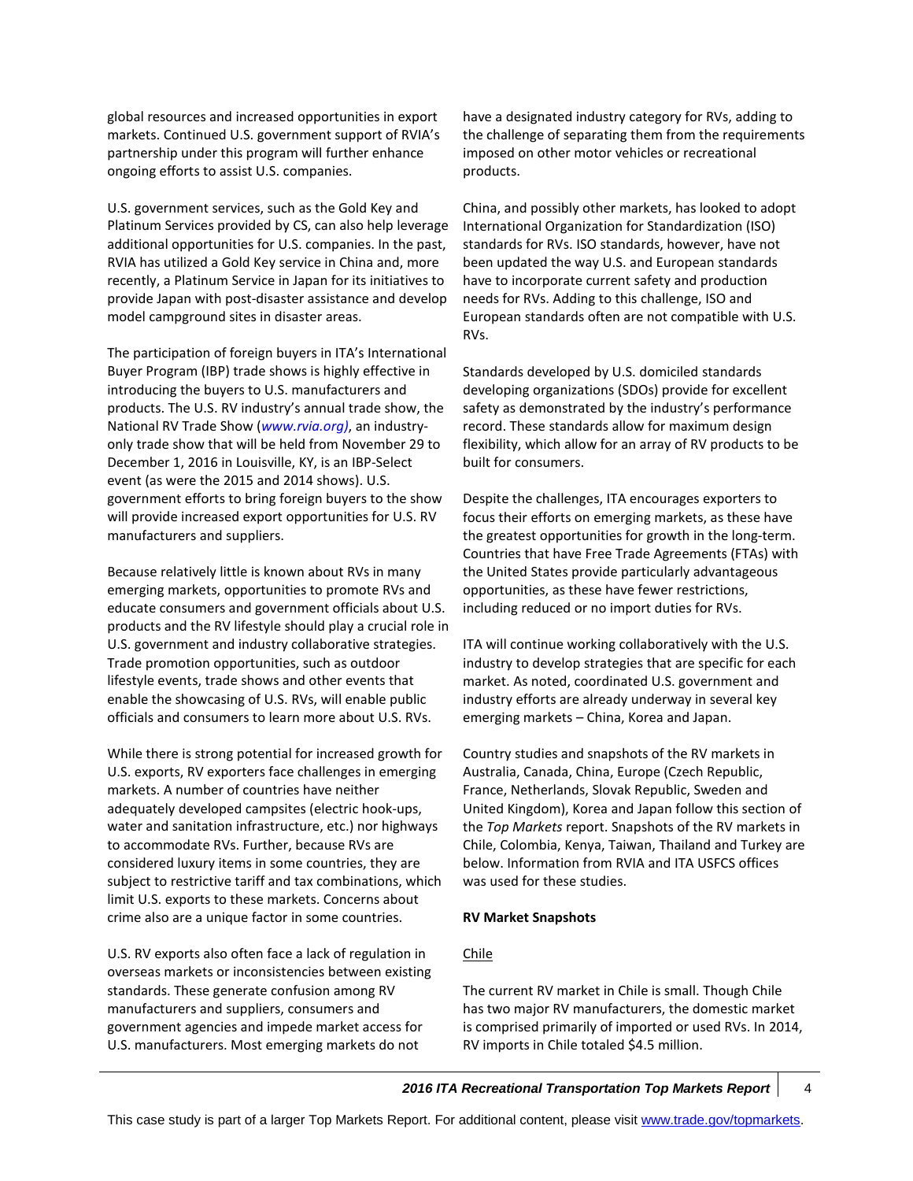global resources and increased opportunities in export markets. Continued U.S. government support of RVIA's partnership under this program will further enhance ongoing efforts to assist U.S. companies.

U.S. government services, such as the Gold Key and Platinum Services provided by CS, can also help leverage additional opportunities for U.S. companies. In the past, RVIA has utilized a Gold Key service in China and, more recently, a Platinum Service in Japan for its initiatives to provide Japan with post-disaster assistance and develop model campground sites in disaster areas.

The participation of foreign buyers in ITA's International Buyer Program (IBP) trade shows is highly effective in introducing the buyers to U.S. manufacturers and products. The U.S. RV industry's annual trade show, the National RV Trade Show (*www.rvia.org)*, an industry-only trade show that will be held from November 29 to December 1, 2016 in Louisville, KY, is an IBP-Select event (as were the 2015 and 2014 shows). U.S. government efforts to bring foreign buyers to the show will provide increased export opportunities for U.S. RV manufacturers and suppliers.

Because relatively little is known about RVs in many emerging markets, opportunities to promote RVs and educate consumers and government officials about U.S. products and the RV lifestyle should play a crucial role in U.S. government and industry collaborative strategies. Trade promotion opportunities, such as outdoor lifestyle events, trade shows and other events that enable the showcasing of U.S. RVs, will enable public officials and consumers to learn more about U.S. RVs.

While there is strong potential for increased growth for U.S. exports, RV exporters face challenges in emerging markets. A number of countries have neither adequately developed campsites (electric hook-ups, water and sanitation infrastructure, etc.) nor highways to accommodate RVs. Further, because RVs are considered luxury items in some countries, they are subject to restrictive tariff and tax combinations, which limit U.S. exports to these markets. Concerns about crime also are a unique factor in some countries.

U.S. RV exports also often face a lack of regulation in overseas markets or inconsistencies between existing standards. These generate confusion among RV manufacturers and suppliers, consumers and government agencies and impede market access for U.S. manufacturers. Most emerging markets do not have a designated industry category for RVs, adding to the challenge of separating them from the requirements imposed on other motor vehicles or recreational products.

China, and possibly other markets, has looked to adopt International Organization for Standardization (ISO) standards for RVs. ISO standards, however, have not been updated the way U.S. and European standards have to incorporate current safety and production needs for RVs. Adding to this challenge, ISO and European standards often are not compatible with U.S. RVs.

Standards developed by U.S. domiciled standards developing organizations (SDOs) provide for excellent safety as demonstrated by the industry's performance record. These standards allow for maximum design flexibility, which allow for an array of RV products to be built for consumers.

Despite the challenges, ITA encourages exporters to focus their efforts on emerging markets, as these have the greatest opportunities for growth in the long-term. Countries that have Free Trade Agreements (FTAs) with the United States provide particularly advantageous opportunities, as these have fewer restrictions, including reduced or no import duties for RVs.

ITA will continue working collaboratively with the U.S. industry to develop strategies that are specific for each market. As noted, coordinated U.S. government and industry efforts are already underway in several key emerging markets – China, Korea and Japan.

Country studies and snapshots of the RV markets in Australia, Canada, China, Europe (Czech Republic, France, Netherlands, Slovak Republic, Sweden and United Kingdom), Korea and Japan follow this section of the *Top Markets* report. Snapshots of the RV markets in Chile, Colombia, Kenya, Taiwan, Thailand and Turkey are below. Information from RVIA and ITA USFCS offices was used for these studies.

**RV Market Snapshots**

Chile

The current RV market in Chile is small. Though Chile has two major RV manufacturers, the domestic market is comprised primarily of imported or used RVs. In 2014, RV imports in Chile totaled $4.5 million.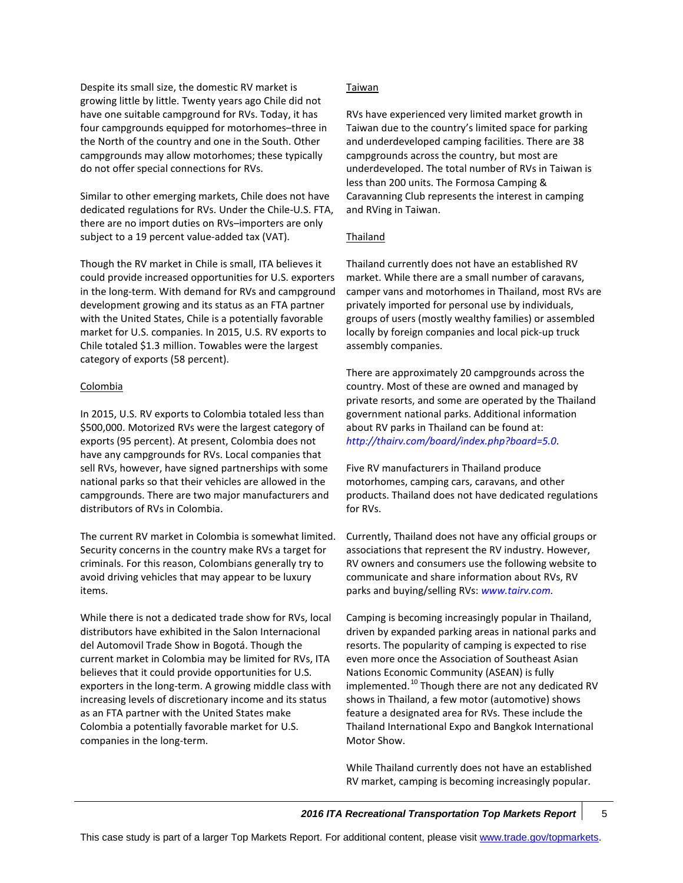Despite its small size, the domestic RV market is growing little by little. Twenty years ago Chile did not have one suitable campground for RVs. Today, it has four campgrounds equipped for motorhomes–three in the North of the country and one in the South. Other campgrounds may allow motorhomes; these typically do not offer special connections for RVs.

Similar to other emerging markets, Chile does not have dedicated regulations for RVs. Under the Chile-U.S. FTA, there are no import duties on RVs–importers are only subject to a 19 percent value-added tax (VAT).

Though the RV market in Chile is small, ITA believes it could provide increased opportunities for U.S. exporters in the long-term. With demand for RVs and campground development growing and its status as an FTA partner with the United States, Chile is a potentially favorable market for U.S. companies. In 2015, U.S. RV exports to Chile totaled $1.3 million. Towables were the largest category of exports (58 percent).

### Colombia

In 2015, U.S. RV exports to Colombia totaled less than $500,000. Motorized RVs were the largest category of exports (95 percent). At present, Colombia does not have any campgrounds for RVs. Local companies that sell RVs, however, have signed partnerships with some national parks so that their vehicles are allowed in the campgrounds. There are two major manufacturers and distributors of RVs in Colombia.

The current RV market in Colombia is somewhat limited. Security concerns in the country make RVs a target for criminals. For this reason, Colombians generally try to avoid driving vehicles that may appear to be luxury items.

While there is not a dedicated trade show for RVs, local distributors have exhibited in the Salon Internacional del Automovil Trade Show in Bogotá. Though the current market in Colombia may be limited for RVs, ITA believes that it could provide opportunities for U.S. exporters in the long-term. A growing middle class with increasing levels of discretionary income and its status as an FTA partner with the United States make Colombia a potentially favorable market for U.S. companies in the long-term.

### Taiwan

RVs have experienced very limited market growth in Taiwan due to the country's limited space for parking and underdeveloped camping facilities. There are 38 campgrounds across the country, but most are underdeveloped. The total number of RVs in Taiwan is less than 200 units. The Formosa Camping & Caravanning Club represents the interest in camping and RVing in Taiwan.

### Thailand

Thailand currently does not have an established RV market. While there are a small number of caravans, camper vans and motorhomes in Thailand, most RVs are privately imported for personal use by individuals, groups of users (mostly wealthy families) or assembled locally by foreign companies and local pick-up truck assembly companies.

There are approximately 20 campgrounds across the country. Most of these are owned and managed by private resorts, and some are operated by the Thailand government national parks. Additional information about RV parks in Thailand can be found at: *http://thairv.com/board/index.php?board=5.0*.

Five RV manufacturers in Thailand produce motorhomes, camping cars, caravans, and other products. Thailand does not have dedicated regulations for RVs.

Currently, Thailand does not have any official groups or associations that represent the RV industry. However, RV owners and consumers use the following website to communicate and share information about RVs, RV parks and buying/selling RVs: *www.tairv.com.*

Camping is becoming increasingly popular in Thailand, driven by expanded parking areas in national parks and resorts. The popularity of camping is expected to rise even more once the Association of Southeast Asian Nations Economic Community (ASEAN) is fully implemented.[10] Though there are not any dedicated RV shows in Thailand, a few motor (automotive) shows feature a designated area for RVs. These include the Thailand International Expo and Bangkok International Motor Show.

While Thailand currently does not have an established RV market, camping is becoming increasingly popular.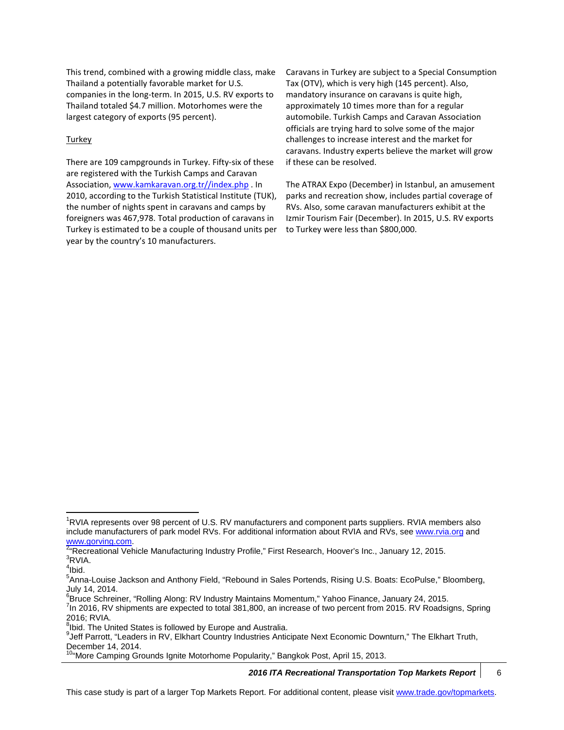This trend, combined with a growing middle class, make Thailand a potentially favorable market for U.S. companies in the long-term. In 2015, U.S. RV exports to Thailand totaled $4.7 million. Motorhomes were the largest category of exports (95 percent).

Turkey

There are 109 campgrounds in Turkey. Fifty-six of these are registered with the Turkish Camps and Caravan Association, www.kamkaravan.org.tr//index.php . In 2010, according to the Turkish Statistical Institute (TUK), the number of nights spent in caravans and camps by foreigners was 467,978. Total production of caravans in Turkey is estimated to be a couple of thousand units per year by the country's 10 manufacturers.

Caravans in Turkey are subject to a Special Consumption Tax (OTV), which is very high (145 percent). Also, mandatory insurance on caravans is quite high, approximately 10 times more than for a regular automobile. Turkish Camps and Caravan Association officials are trying hard to solve some of the major challenges to increase interest and the market for caravans. Industry experts believe the market will grow if these can be resolved.

The ATRAX Expo (December) in Istanbul, an amusement parks and recreation show, includes partial coverage of RVs. Also, some caravan manufacturers exhibit at the Izmir Tourism Fair (December). In 2015, U.S. RV exports to Turkey were less than $800,000.

---

[1] RVIA represents over 98 percent of U.S. RV manufacturers and component parts suppliers. RVIA members also include manufacturers of park model RVs. For additional information about RVIA and RVs, see www.rvia.org and www.gorving.com.

[2] "Recreational Vehicle Manufacturing Industry Profile," First Research, Hoover's Inc., January 12, 2015.

[3] RVIA.

[4] Ibid.

[5] Anna-Louise Jackson and Anthony Field, "Rebound in Sales Portends, Rising U.S. Boats: EcoPulse," Bloomberg, July 14, 2014.

[6] Bruce Schreiner, "Rolling Along: RV Industry Maintains Momentum," Yahoo Finance, January 24, 2015.

[7] In 2016, RV shipments are expected to total 381,800, an increase of two percent from 2015. RV Roadsigns, Spring 2016; RVIA.

[8] Ibid. The United States is followed by Europe and Australia.

[9] Jeff Parrott, "Leaders in RV, Elkhart Country Industries Anticipate Next Economic Downturn," The Elkhart Truth, December 14, 2014.

[10] "More Camping Grounds Ignite Motorhome Popularity," Bangkok Post, April 15, 2013.

This case study is part of a larger Top Markets Report. For additional content, please visit www.trade.gov/topmarkets.